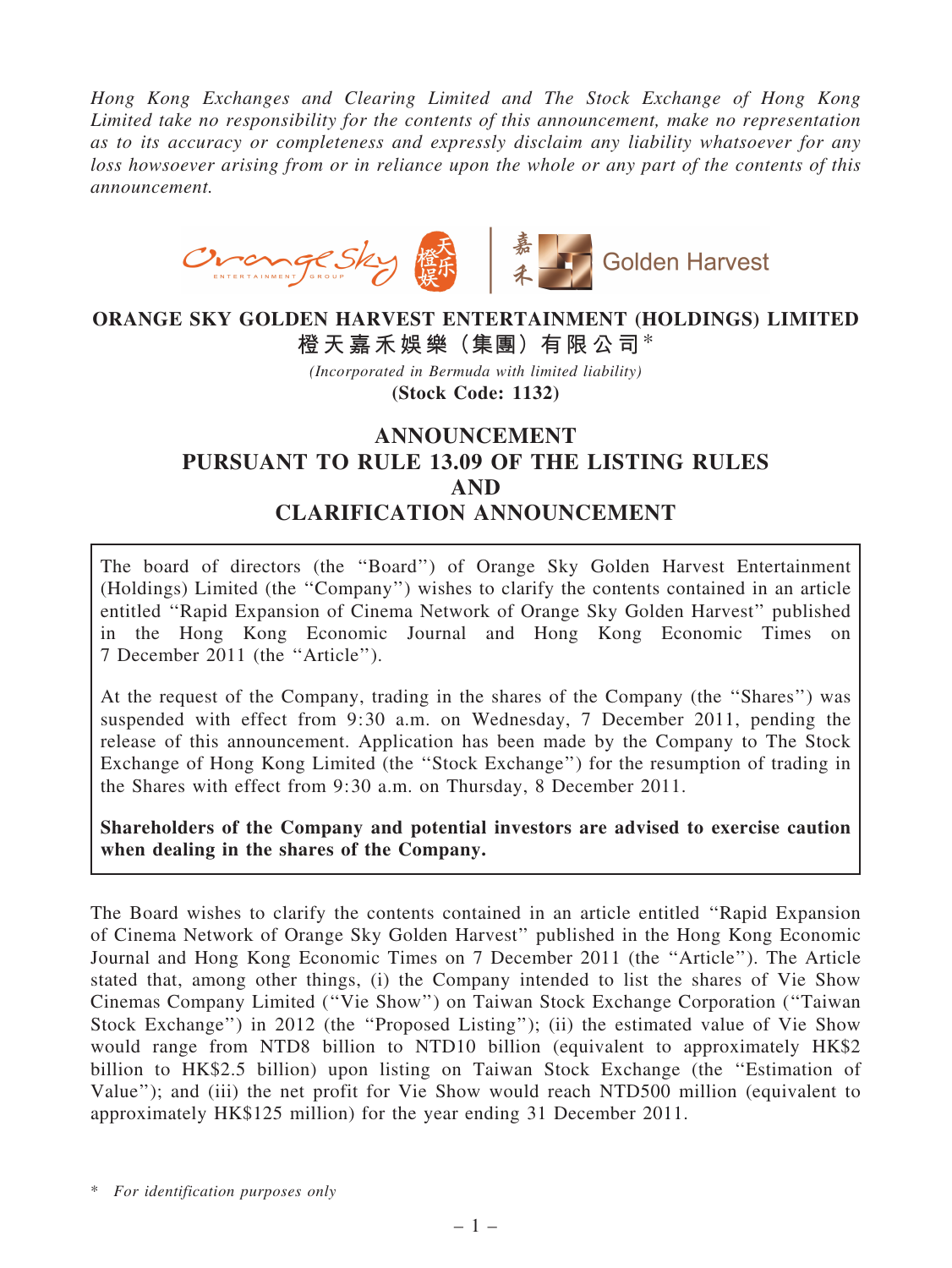*Hong Kong Exchanges and Clearing Limited and The Stock Exchange of Hong Kong Limited take no responsibility for the contents of this announcement, make no representation as to its accuracy or completeness and expressly disclaim any liability whatsoever for any loss howsoever arising from or in reliance upon the whole or any part of the contents of this announcement.*

**ORANGE SKY GOLDEN HARVEST ENTERTAINMENT (HOLDINGS) LIMITED**
**橙天嘉禾娛樂（集團）有限公司***

*(Incorporated in Bermuda with limited liability)*
**(Stock Code: 1132)**

# ANNOUNCEMENT PURSUANT TO RULE 13.09 OF THE LISTING RULES AND CLARIFICATION ANNOUNCEMENT

The board of directors (the "Board") of Orange Sky Golden Harvest Entertainment (Holdings) Limited (the "Company") wishes to clarify the contents contained in an article entitled "Rapid Expansion of Cinema Network of Orange Sky Golden Harvest" published in the Hong Kong Economic Journal and Hong Kong Economic Times on 7 December 2011 (the "Article").

At the request of the Company, trading in the shares of the Company (the "Shares") was suspended with effect from 9:30 a.m. on Wednesday, 7 December 2011, pending the release of this announcement. Application has been made by the Company to The Stock Exchange of Hong Kong Limited (the "Stock Exchange") for the resumption of trading in the Shares with effect from 9:30 a.m. on Thursday, 8 December 2011.

**Shareholders of the Company and potential investors are advised to exercise caution when dealing in the shares of the Company.**

The Board wishes to clarify the contents contained in an article entitled "Rapid Expansion of Cinema Network of Orange Sky Golden Harvest" published in the Hong Kong Economic Journal and Hong Kong Economic Times on 7 December 2011 (the "Article"). The Article stated that, among other things, (i) the Company intended to list the shares of Vie Show Cinemas Company Limited ("Vie Show") on Taiwan Stock Exchange Corporation ("Taiwan Stock Exchange") in 2012 (the "Proposed Listing"); (ii) the estimated value of Vie Show would range from NTD8 billion to NTD10 billion (equivalent to approximately HK$2 billion to HK$2.5 billion) upon listing on Taiwan Stock Exchange (the "Estimation of Value"); and (iii) the net profit for Vie Show would reach NTD500 million (equivalent to approximately HK$125 million) for the year ending 31 December 2011.

\* *For identification purposes only*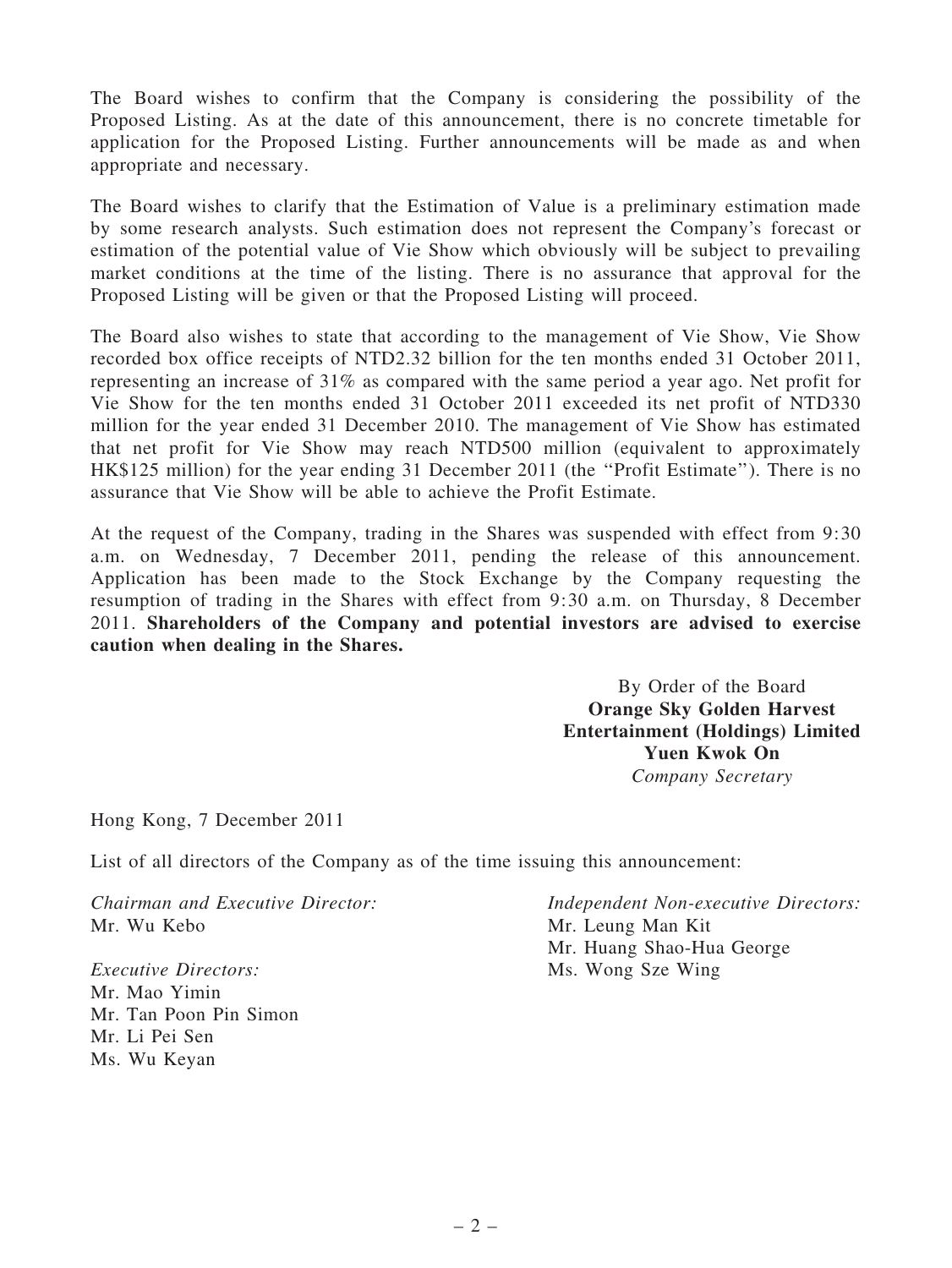The Board wishes to confirm that the Company is considering the possibility of the Proposed Listing. As at the date of this announcement, there is no concrete timetable for application for the Proposed Listing. Further announcements will be made as and when appropriate and necessary.

The Board wishes to clarify that the Estimation of Value is a preliminary estimation made by some research analysts. Such estimation does not represent the Company's forecast or estimation of the potential value of Vie Show which obviously will be subject to prevailing market conditions at the time of the listing. There is no assurance that approval for the Proposed Listing will be given or that the Proposed Listing will proceed.

The Board also wishes to state that according to the management of Vie Show, Vie Show recorded box office receipts of NTD2.32 billion for the ten months ended 31 October 2011, representing an increase of 31% as compared with the same period a year ago. Net profit for Vie Show for the ten months ended 31 October 2011 exceeded its net profit of NTD330 million for the year ended 31 December 2010. The management of Vie Show has estimated that net profit for Vie Show may reach NTD500 million (equivalent to approximately HK$125 million) for the year ending 31 December 2011 (the "Profit Estimate"). There is no assurance that Vie Show will be able to achieve the Profit Estimate.

At the request of the Company, trading in the Shares was suspended with effect from 9:30 a.m. on Wednesday, 7 December 2011, pending the release of this announcement. Application has been made to the Stock Exchange by the Company requesting the resumption of trading in the Shares with effect from 9:30 a.m. on Thursday, 8 December 2011. **Shareholders of the Company and potential investors are advised to exercise caution when dealing in the Shares.**

By Order of the Board
**Orange Sky Golden Harvest Entertainment (Holdings) Limited**
**Yuen Kwok On**
*Company Secretary*

Hong Kong, 7 December 2011

List of all directors of the Company as of the time issuing this announcement:

*Chairman and Executive Director:*
Mr. Wu Kebo

*Executive Directors:*
Mr. Mao Yimin
Mr. Tan Poon Pin Simon
Mr. Li Pei Sen
Ms. Wu Keyan

*Independent Non-executive Directors:*
Mr. Leung Man Kit
Mr. Huang Shao-Hua George
Ms. Wong Sze Wing